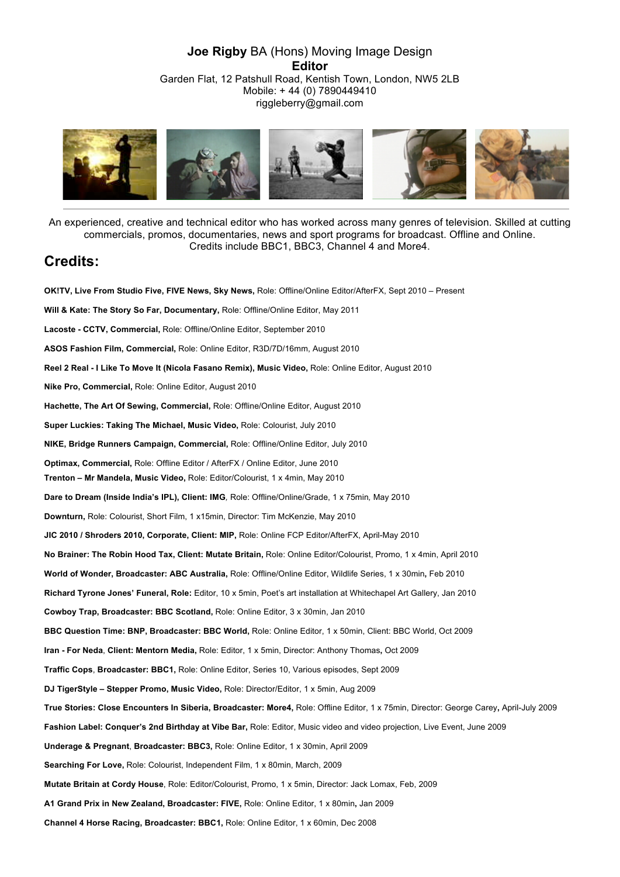**Joe Rigby** BA (Hons) Moving Image Design
**Editor**
Garden Flat, 12 Patshull Road, Kentish Town, London, NW5 2LB
Mobile: + 44 (0) 7890449410
riggleberry@gmail.com

An experienced, creative and technical editor who has worked across many genres of television. Skilled at cutting commercials, promos, documentaries, news and sport programs for broadcast. Offline and Online. Credits include BBC1, BBC3, Channel 4 and More4.

## Credits:

**OK!TV, Live From Studio Five, FIVE News, Sky News,** Role: Offline/Online Editor/AfterFX, Sept 2010 – Present

**Will & Kate: The Story So Far, Documentary,** Role: Offline/Online Editor, May 2011

**Lacoste - CCTV, Commercial,** Role: Offline/Online Editor, September 2010

**ASOS Fashion Film, Commercial,** Role: Online Editor, R3D/7D/16mm, August 2010

**Reel 2 Real - I Like To Move It (Nicola Fasano Remix), Music Video,** Role: Online Editor, August 2010

**Nike Pro, Commercial,** Role: Online Editor, August 2010

**Hachette, The Art Of Sewing, Commercial,** Role: Offline/Online Editor, August 2010

**Super Luckies: Taking The Michael, Music Video,** Role: Colourist, July 2010

**NIKE, Bridge Runners Campaign, Commercial,** Role: Offline/Online Editor, July 2010

**Optimax, Commercial,** Role: Offline Editor / AfterFX / Online Editor, June 2010

**Trenton – Mr Mandela, Music Video,** Role: Editor/Colourist, 1 x 4min, May 2010

**Dare to Dream (Inside India's IPL), Client: IMG**, Role: Offline/Online/Grade, 1 x 75min, May 2010

**Downturn,** Role: Colourist, Short Film, 1 x15min, Director: Tim McKenzie, May 2010

**JIC 2010 / Shroders 2010, Corporate, Client: MIP,** Role: Online FCP Editor/AfterFX, April-May 2010

**No Brainer: The Robin Hood Tax, Client: Mutate Britain,** Role: Online Editor/Colourist, Promo, 1 x 4min, April 2010

**World of Wonder, Broadcaster: ABC Australia,** Role: Offline/Online Editor, Wildlife Series, 1 x 30min**,** Feb 2010

**Richard Tyrone Jones' Funeral, Role:** Editor, 10 x 5min, Poet's art installation at Whitechapel Art Gallery, Jan 2010

**Cowboy Trap, Broadcaster: BBC Scotland,** Role: Online Editor, 3 x 30min, Jan 2010

**BBC Question Time: BNP, Broadcaster: BBC World,** Role: Online Editor, 1 x 50min, Client: BBC World, Oct 2009

**Iran - For Neda**, **Client: Mentorn Media,** Role: Editor, 1 x 5min, Director: Anthony Thomas**,** Oct 2009

**Traffic Cops**, **Broadcaster: BBC1,** Role: Online Editor, Series 10, Various episodes, Sept 2009

**DJ TigerStyle – Stepper Promo, Music Video,** Role: Director/Editor, 1 x 5min, Aug 2009

**True Stories: Close Encounters In Siberia, Broadcaster: More4,** Role: Offline Editor, 1 x 75min, Director: George Carey**,** April-July 2009

**Fashion Label: Conquer's 2nd Birthday at Vibe Bar,** Role: Editor, Music video and video projection, Live Event, June 2009

**Underage & Pregnant**, **Broadcaster: BBC3,** Role: Online Editor, 1 x 30min, April 2009

**Searching For Love,** Role: Colourist, Independent Film, 1 x 80min, March, 2009

**Mutate Britain at Cordy House**, Role: Editor/Colourist, Promo, 1 x 5min, Director: Jack Lomax, Feb, 2009

**A1 Grand Prix in New Zealand, Broadcaster: FIVE,** Role: Online Editor, 1 x 80min**,** Jan 2009

**Channel 4 Horse Racing, Broadcaster: BBC1,** Role: Online Editor, 1 x 60min, Dec 2008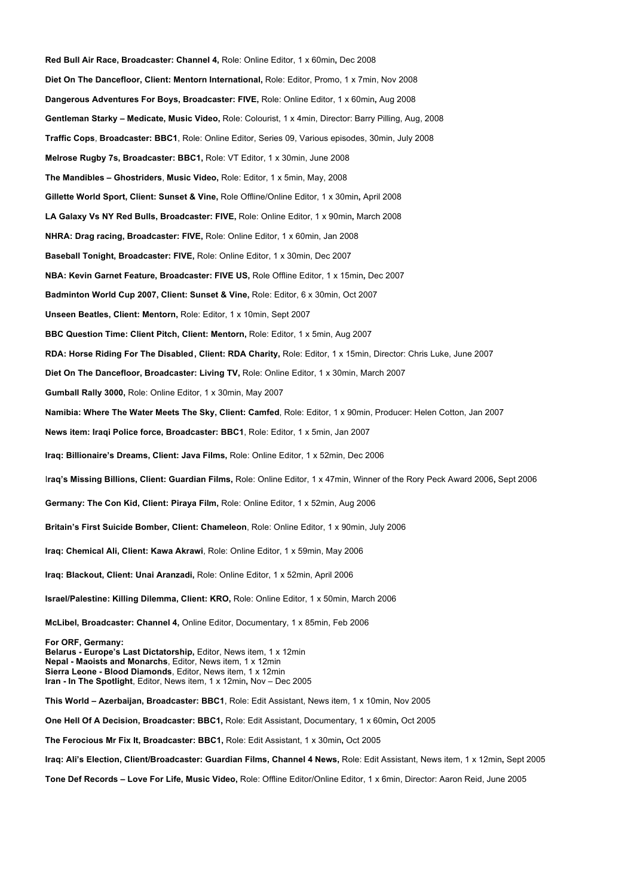**Red Bull Air Race, Broadcaster: Channel 4,** Role: Online Editor, 1 x 60min**,** Dec 2008

**Diet On The Dancefloor, Client: Mentorn International,** Role: Editor, Promo, 1 x 7min, Nov 2008

**Dangerous Adventures For Boys, Broadcaster: FIVE,** Role: Online Editor, 1 x 60min**,** Aug 2008

**Gentleman Starky – Medicate, Music Video,** Role: Colourist, 1 x 4min, Director: Barry Pilling, Aug, 2008

**Traffic Cops**, **Broadcaster: BBC1**, Role: Online Editor, Series 09, Various episodes, 30min, July 2008

**Melrose Rugby 7s, Broadcaster: BBC1,** Role: VT Editor, 1 x 30min, June 2008

**The Mandibles – Ghostriders**, **Music Video,** Role: Editor, 1 x 5min, May, 2008

**Gillette World Sport, Client: Sunset & Vine,** Role Offline/Online Editor, 1 x 30min**,** April 2008

**LA Galaxy Vs NY Red Bulls, Broadcaster: FIVE,** Role: Online Editor, 1 x 90min**,** March 2008

**NHRA: Drag racing, Broadcaster: FIVE,** Role: Online Editor, 1 x 60min, Jan 2008

**Baseball Tonight, Broadcaster: FIVE,** Role: Online Editor, 1 x 30min, Dec 2007

**NBA: Kevin Garnet Feature, Broadcaster: FIVE US,** Role Offline Editor, 1 x 15min**,** Dec 2007

**Badminton World Cup 2007, Client: Sunset & Vine,** Role: Editor, 6 x 30min, Oct 2007

**Unseen Beatles, Client: Mentorn,** Role: Editor, 1 x 10min, Sept 2007

**BBC Question Time: Client Pitch, Client: Mentorn,** Role: Editor, 1 x 5min, Aug 2007

**RDA: Horse Riding For The Disabled, Client: RDA Charity,** Role: Editor, 1 x 15min, Director: Chris Luke, June 2007

**Diet On The Dancefloor, Broadcaster: Living TV,** Role: Online Editor, 1 x 30min, March 2007

**Gumball Rally 3000,** Role: Online Editor, 1 x 30min, May 2007

**Namibia: Where The Water Meets The Sky, Client: Camfed**, Role: Editor, 1 x 90min, Producer: Helen Cotton, Jan 2007

**News item: Iraqi Police force, Broadcaster: BBC1**, Role: Editor, 1 x 5min, Jan 2007

**Iraq: Billionaire's Dreams, Client: Java Films,** Role: Online Editor, 1 x 52min, Dec 2006

I**raq's Missing Billions, Client: Guardian Films,** Role: Online Editor, 1 x 47min, Winner of the Rory Peck Award 2006**,** Sept 2006

**Germany: The Con Kid, Client: Piraya Film,** Role: Online Editor, 1 x 52min, Aug 2006

**Britain's First Suicide Bomber, Client: Chameleon**, Role: Online Editor, 1 x 90min, July 2006

**Iraq: Chemical Ali, Client: Kawa Akrawi**, Role: Online Editor, 1 x 59min, May 2006

**Iraq: Blackout, Client: Unai Aranzadi,** Role: Online Editor, 1 x 52min, April 2006

**Israel/Palestine: Killing Dilemma, Client: KRO,** Role: Online Editor, 1 x 50min, March 2006

**McLibel, Broadcaster: Channel 4,** Online Editor, Documentary, 1 x 85min, Feb 2006

**For ORF, Germany:**
**Belarus - Europe's Last Dictatorship,** Editor, News item, 1 x 12min
**Nepal - Maoists and Monarchs**, Editor, News item, 1 x 12min
**Sierra Leone - Blood Diamonds**, Editor, News item, 1 x 12min
**Iran - In The Spotlight**, Editor, News item, 1 x 12min**,** Nov – Dec 2005

**This World – Azerbaijan, Broadcaster: BBC1**, Role: Edit Assistant, News item, 1 x 10min, Nov 2005

**One Hell Of A Decision, Broadcaster: BBC1,** Role: Edit Assistant, Documentary, 1 x 60min**,** Oct 2005

**The Ferocious Mr Fix It, Broadcaster: BBC1,** Role: Edit Assistant, 1 x 30min**,** Oct 2005

**Iraq: Ali's Election, Client/Broadcaster: Guardian Films, Channel 4 News,** Role: Edit Assistant, News item, 1 x 12min**,** Sept 2005

**Tone Def Records – Love For Life, Music Video,** Role: Offline Editor/Online Editor, 1 x 6min, Director: Aaron Reid, June 2005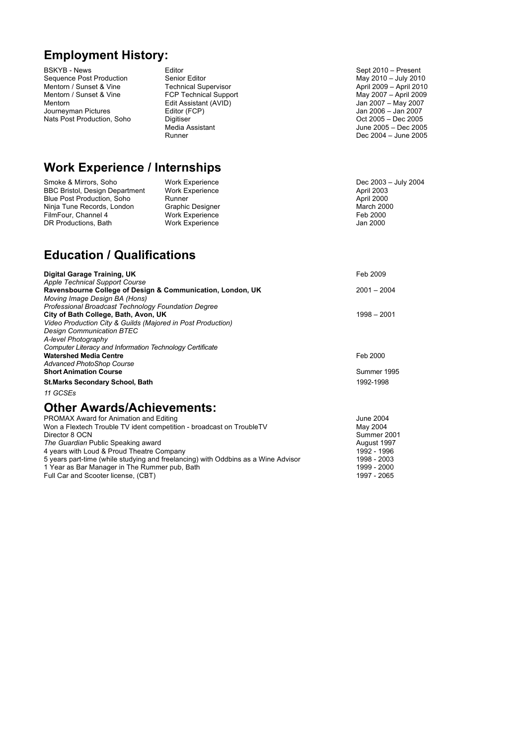## Employment History:

| | | |
|---|---|---|
| BSKYB - News | Editor | Sept 2010 – Present |
| Sequence Post Production | Senior Editor | May 2010 – July 2010 |
| Mentorn / Sunset & Vine | Technical Supervisor | April 2009 – April 2010 |
| Mentorn / Sunset & Vine | FCP Technical Support | May 2007 – April 2009 |
| Mentorn | Edit Assistant (AVID) | Jan 2007 – May 2007 |
| Journeyman Pictures | Editor (FCP) | Jan 2006 – Jan 2007 |
| Nats Post Production, Soho | Digitiser | Oct 2005 – Dec 2005 |
| | Media Assistant | June 2005 – Dec 2005 |
| | Runner | Dec 2004 – June 2005 |

## Work Experience / Internships

| | | |
|---|---|---|
| Smoke & Mirrors, Soho | Work Experience | Dec 2003 – July 2004 |
| BBC Bristol, Design Department | Work Experience | April 2003 |
| Blue Post Production, Soho | Runner | April 2000 |
| Ninja Tune Records, London | Graphic Designer | March 2000 |
| FilmFour, Channel 4 | Work Experience | Feb 2000 |
| DR Productions, Bath | Work Experience | Jan 2000 |

## Education / Qualifications

**Digital Garage Training, UK** — Feb 2009
*Apple Technical Support Course*

**Ravensbourne College of Design & Communication, London, UK** — 2001 – 2004
*Moving Image Design BA (Hons)*
*Professional Broadcast Technology Foundation Degree*

**City of Bath College, Bath, Avon, UK** — 1998 – 2001
*Video Production City & Guilds (Majored in Post Production)*
*Design Communication BTEC*
*A-level Photography*
*Computer Literacy and Information Technology Certificate*

**Watershed Media Centre** — Feb 2000
*Advanced PhotoShop Course*

**Short Animation Course** — Summer 1995

**St.Marks Secondary School, Bath** — 1992-1998
*11 GCSEs*

## Other Awards/Achievements:

| | |
|---|---|
| PROMAX Award for Animation and Editing | June 2004 |
| Won a Flextech Trouble TV ident competition - broadcast on TroubleTV | May 2004 |
| Director 8 OCN | Summer 2001 |
| *The Guardian* Public Speaking award | August 1997 |
| 4 years with Loud & Proud Theatre Company | 1992 - 1996 |
| 5 years part-time (while studying and freelancing) with Oddbins as a Wine Advisor | 1998 - 2003 |
| 1 Year as Bar Manager in The Rummer pub, Bath | 1999 - 2000 |
| Full Car and Scooter license, (CBT) | 1997 - 2065 |